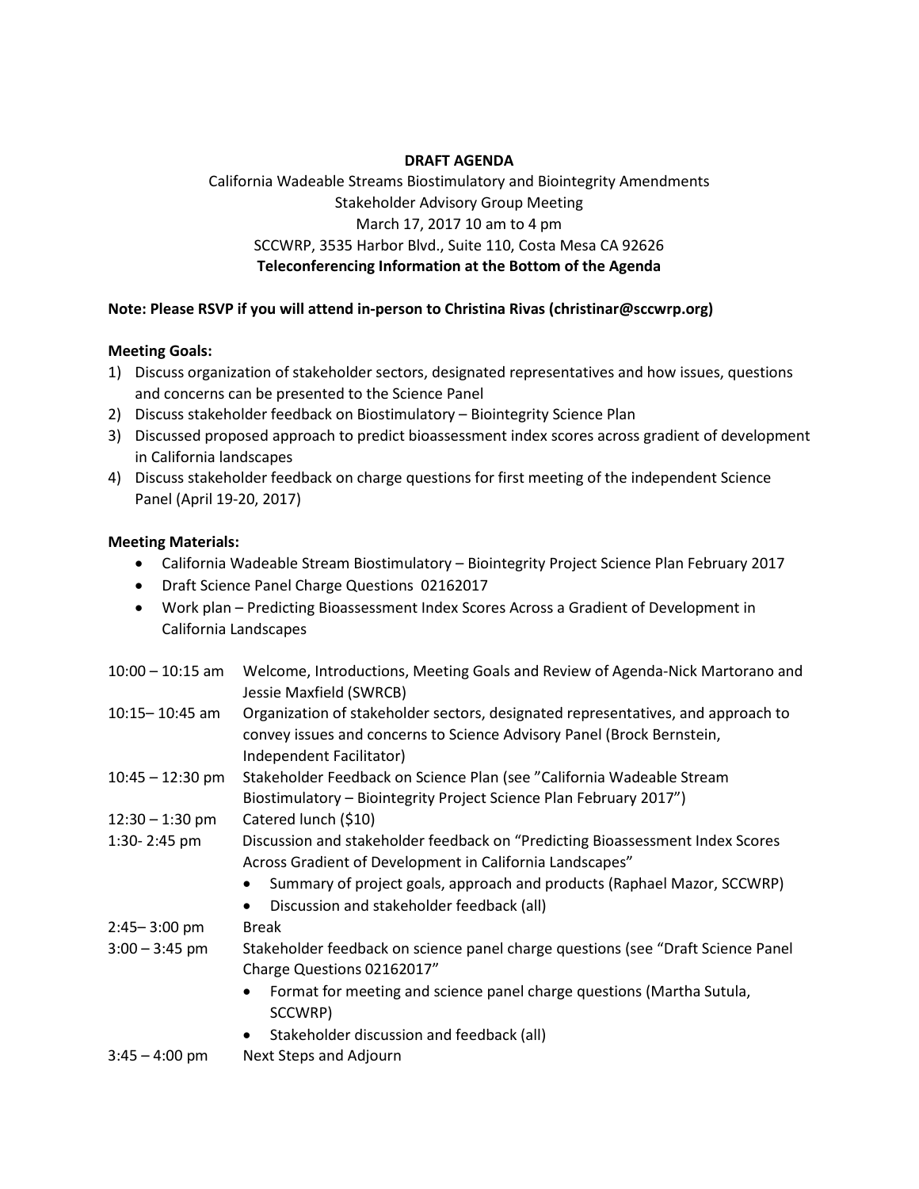# DRAFT AGENDA

California Wadeable Streams Biostimulatory and Biointegrity Amendments
Stakeholder Advisory Group Meeting
March 17, 2017 10 am to 4 pm
SCCWRP, 3535 Harbor Blvd., Suite 110, Costa Mesa CA 92626
**Teleconferencing Information at the Bottom of the Agenda**

**Note: Please RSVP if you will attend in-person to Christina Rivas (christinar@sccwrp.org)**

**Meeting Goals:**

1) Discuss organization of stakeholder sectors, designated representatives and how issues, questions and concerns can be presented to the Science Panel
2) Discuss stakeholder feedback on Biostimulatory – Biointegrity Science Plan
3) Discussed proposed approach to predict bioassessment index scores across gradient of development in California landscapes
4) Discuss stakeholder feedback on charge questions for first meeting of the independent Science Panel (April 19-20, 2017)

**Meeting Materials:**

- California Wadeable Stream Biostimulatory – Biointegrity Project Science Plan February 2017
- Draft Science Panel Charge Questions 02162017
- Work plan – Predicting Bioassessment Index Scores Across a Gradient of Development in California Landscapes

| | |
|---|---|
| 10:00 – 10:15 am | Welcome, Introductions, Meeting Goals and Review of Agenda-Nick Martorano and Jessie Maxfield (SWRCB) |
| 10:15– 10:45 am | Organization of stakeholder sectors, designated representatives, and approach to convey issues and concerns to Science Advisory Panel (Brock Bernstein, Independent Facilitator) |
| 10:45 – 12:30 pm | Stakeholder Feedback on Science Plan (see "California Wadeable Stream Biostimulatory – Biointegrity Project Science Plan February 2017") |
| 12:30 – 1:30 pm | Catered lunch ($10) |
| 1:30- 2:45 pm | Discussion and stakeholder feedback on "Predicting Bioassessment Index Scores Across Gradient of Development in California Landscapes"<br>• Summary of project goals, approach and products (Raphael Mazor, SCCWRP)<br>• Discussion and stakeholder feedback (all) |
| 2:45– 3:00 pm | Break |
| 3:00 – 3:45 pm | Stakeholder feedback on science panel charge questions (see "Draft Science Panel Charge Questions 02162017"<br>• Format for meeting and science panel charge questions (Martha Sutula, SCCWRP)<br>• Stakeholder discussion and feedback (all) |
| 3:45 – 4:00 pm | Next Steps and Adjourn |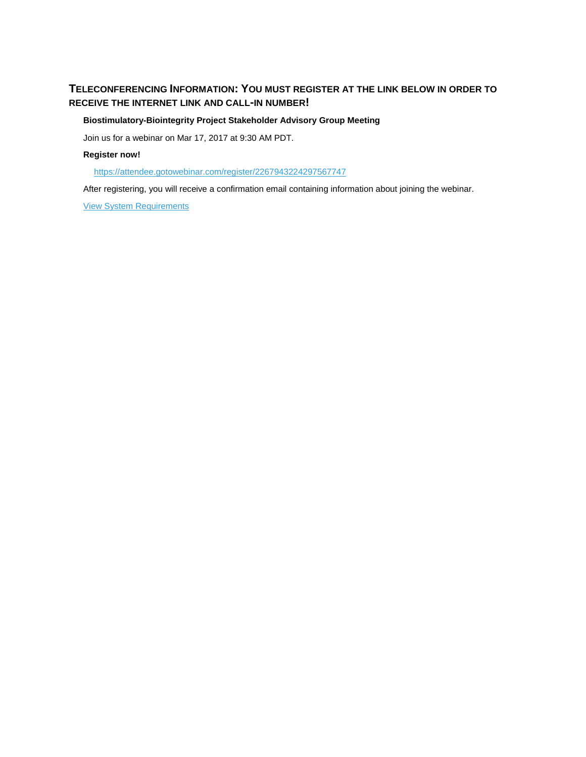## TELECONFERENCING INFORMATION: YOU MUST REGISTER AT THE LINK BELOW IN ORDER TO RECEIVE THE INTERNET LINK AND CALL-IN NUMBER!

**Biostimulatory-Biointegrity Project Stakeholder Advisory Group Meeting**

Join us for a webinar on Mar 17, 2017 at 9:30 AM PDT.

**Register now!**

https://attendee.gotowebinar.com/register/2267943224297567747

After registering, you will receive a confirmation email containing information about joining the webinar.

View System Requirements